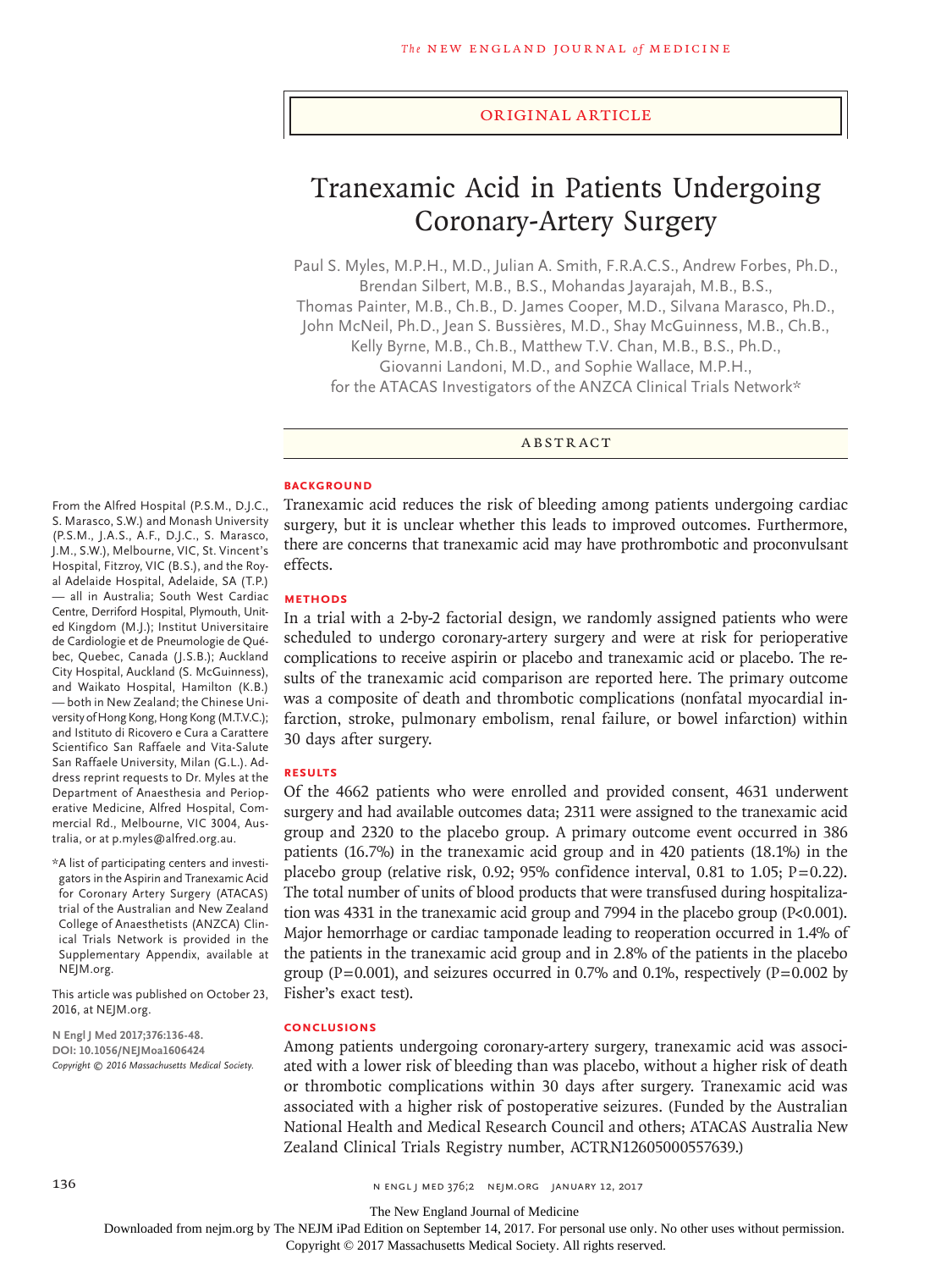ORIGINAL ARTICLE

# Tranexamic Acid in Patients Undergoing Coronary-Artery Surgery

Paul S. Myles, M.P.H., M.D., Julian A. Smith, F.R.A.C.S., Andrew Forbes, Ph.D., Brendan Silbert, M.B., B.S., Mohandas Jayarajah, M.B., B.S., Thomas Painter, M.B., Ch.B., D. James Cooper, M.D., Silvana Marasco, Ph.D., John McNeil, Ph.D., Jean S. Bussières, M.D., Shay McGuinness, M.B., Ch.B., Kelly Byrne, M.B., Ch.B., Matthew T.V. Chan, M.B., B.S., Ph.D., Giovanni Landoni, M.D., and Sophie Wallace, M.P.H., for the ATACAS Investigators of the ANZCA Clinical Trials Network*

## ABSTRACT

### BACKGROUND

Tranexamic acid reduces the risk of bleeding among patients undergoing cardiac surgery, but it is unclear whether this leads to improved outcomes. Furthermore, there are concerns that tranexamic acid may have prothrombotic and proconvulsant effects.

### METHODS

In a trial with a 2-by-2 factorial design, we randomly assigned patients who were scheduled to undergo coronary-artery surgery and were at risk for perioperative complications to receive aspirin or placebo and tranexamic acid or placebo. The results of the tranexamic acid comparison are reported here. The primary outcome was a composite of death and thrombotic complications (nonfatal myocardial infarction, stroke, pulmonary embolism, renal failure, or bowel infarction) within 30 days after surgery.

### RESULTS

Of the 4662 patients who were enrolled and provided consent, 4631 underwent surgery and had available outcomes data; 2311 were assigned to the tranexamic acid group and 2320 to the placebo group. A primary outcome event occurred in 386 patients (16.7%) in the tranexamic acid group and in 420 patients (18.1%) in the placebo group (relative risk, 0.92; 95% confidence interval, 0.81 to 1.05; P=0.22). The total number of units of blood products that were transfused during hospitalization was 4331 in the tranexamic acid group and 7994 in the placebo group (P<0.001). Major hemorrhage or cardiac tamponade leading to reoperation occurred in 1.4% of the patients in the tranexamic acid group and in 2.8% of the patients in the placebo group (P=0.001), and seizures occurred in 0.7% and 0.1%, respectively (P=0.002 by Fisher's exact test).

### CONCLUSIONS

Among patients undergoing coronary-artery surgery, tranexamic acid was associated with a lower risk of bleeding than was placebo, without a higher risk of death or thrombotic complications within 30 days after surgery. Tranexamic acid was associated with a higher risk of postoperative seizures. (Funded by the Australian National Health and Medical Research Council and others; ATACAS Australia New Zealand Clinical Trials Registry number, ACTRN12605000557639.)

From the Alfred Hospital (P.S.M., D.J.C., S. Marasco, S.W.) and Monash University (P.S.M., J.A.S., A.F., D.J.C., S. Marasco, J.M., S.W.), Melbourne, VIC, St. Vincent's Hospital, Fitzroy, VIC (B.S.), and the Royal Adelaide Hospital, Adelaide, SA (T.P.) — all in Australia; South West Cardiac Centre, Derriford Hospital, Plymouth, United Kingdom (M.J.); Institut Universitaire de Cardiologie et de Pneumologie de Québec, Quebec, Canada (J.S.B.); Auckland City Hospital, Auckland (S. McGuinness), and Waikato Hospital, Hamilton (K.B.) — both in New Zealand; the Chinese University of Hong Kong, Hong Kong (M.T.V.C.); and Istituto di Ricovero e Cura a Carattere Scientifico San Raffaele and Vita-Salute San Raffaele University, Milan (G.L.). Address reprint requests to Dr. Myles at the Department of Anaesthesia and Perioperative Medicine, Alfred Hospital, Commercial Rd., Melbourne, VIC 3004, Australia, or at p.myles@alfred.org.au.

*A list of participating centers and investigators in the Aspirin and Tranexamic Acid for Coronary Artery Surgery (ATACAS) trial of the Australian and New Zealand College of Anaesthetists (ANZCA) Clinical Trials Network is provided in the Supplementary Appendix, available at NEJM.org.

This article was published on October 23, 2016, at NEJM.org.

N Engl J Med 2017;376:136-48.
DOI: 10.1056/NEJMoa1606424
Copyright © 2016 Massachusetts Medical Society.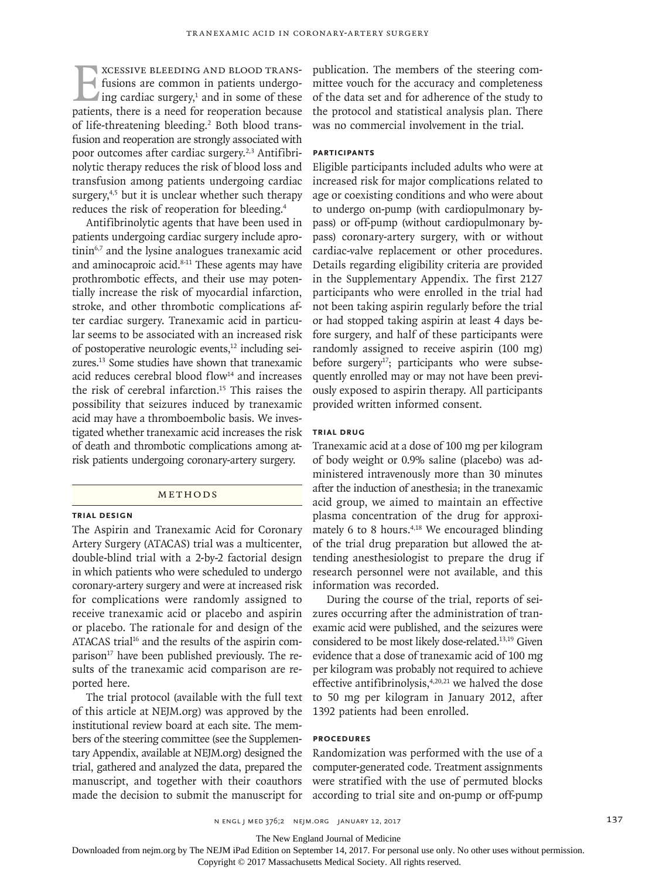Excessive bleeding and blood transfusions are common in patients undergoing cardiac surgery,[1] and in some of these patients, there is a need for reoperation because of life-threatening bleeding.[2] Both blood transfusion and reoperation are strongly associated with poor outcomes after cardiac surgery.[2,3] Antifibrinolytic therapy reduces the risk of blood loss and transfusion among patients undergoing cardiac surgery,[4,5] but it is unclear whether such therapy reduces the risk of reoperation for bleeding.[4]

Antifibrinolytic agents that have been used in patients undergoing cardiac surgery include aprotinin[6,7] and the lysine analogues tranexamic acid and aminocaproic acid.[8-11] These agents may have prothrombotic effects, and their use may potentially increase the risk of myocardial infarction, stroke, and other thrombotic complications after cardiac surgery. Tranexamic acid in particular seems to be associated with an increased risk of postoperative neurologic events,[12] including seizures.[13] Some studies have shown that tranexamic acid reduces cerebral blood flow[14] and increases the risk of cerebral infarction.[15] This raises the possibility that seizures induced by tranexamic acid may have a thromboembolic basis. We investigated whether tranexamic acid increases the risk of death and thrombotic complications among at-risk patients undergoing coronary-artery surgery.

## Methods

### Trial Design

The Aspirin and Tranexamic Acid for Coronary Artery Surgery (ATACAS) trial was a multicenter, double-blind trial with a 2-by-2 factorial design in which patients who were scheduled to undergo coronary-artery surgery and were at increased risk for complications were randomly assigned to receive tranexamic acid or placebo and aspirin or placebo. The rationale for and design of the ATACAS trial[16] and the results of the aspirin comparison[17] have been published previously. The results of the tranexamic acid comparison are reported here.

The trial protocol (available with the full text of this article at NEJM.org) was approved by the institutional review board at each site. The members of the steering committee (see the Supplementary Appendix, available at NEJM.org) designed the trial, gathered and analyzed the data, prepared the manuscript, and together with their coauthors made the decision to submit the manuscript for publication. The members of the steering committee vouch for the accuracy and completeness of the data set and for adherence of the study to the protocol and statistical analysis plan. There was no commercial involvement in the trial.

### Participants

Eligible participants included adults who were at increased risk for major complications related to age or coexisting conditions and who were about to undergo on-pump (with cardiopulmonary bypass) or off-pump (without cardiopulmonary bypass) coronary-artery surgery, with or without cardiac-valve replacement or other procedures. Details regarding eligibility criteria are provided in the Supplementary Appendix. The first 2127 participants who were enrolled in the trial had not been taking aspirin regularly before the trial or had stopped taking aspirin at least 4 days before surgery, and half of these participants were randomly assigned to receive aspirin (100 mg) before surgery[17]; participants who were subsequently enrolled may or may not have been previously exposed to aspirin therapy. All participants provided written informed consent.

### Trial Drug

Tranexamic acid at a dose of 100 mg per kilogram of body weight or 0.9% saline (placebo) was administered intravenously more than 30 minutes after the induction of anesthesia; in the tranexamic acid group, we aimed to maintain an effective plasma concentration of the drug for approximately 6 to 8 hours.[4,18] We encouraged blinding of the trial drug preparation but allowed the attending anesthesiologist to prepare the drug if research personnel were not available, and this information was recorded.

During the course of the trial, reports of seizures occurring after the administration of tranexamic acid were published, and the seizures were considered to be most likely dose-related.[13,19] Given evidence that a dose of tranexamic acid of 100 mg per kilogram was probably not required to achieve effective antifibrinolysis,[4,20,21] we halved the dose to 50 mg per kilogram in January 2012, after 1392 patients had been enrolled.

### Procedures

Randomization was performed with the use of a computer-generated code. Treatment assignments were stratified with the use of permuted blocks according to trial site and on-pump or off-pump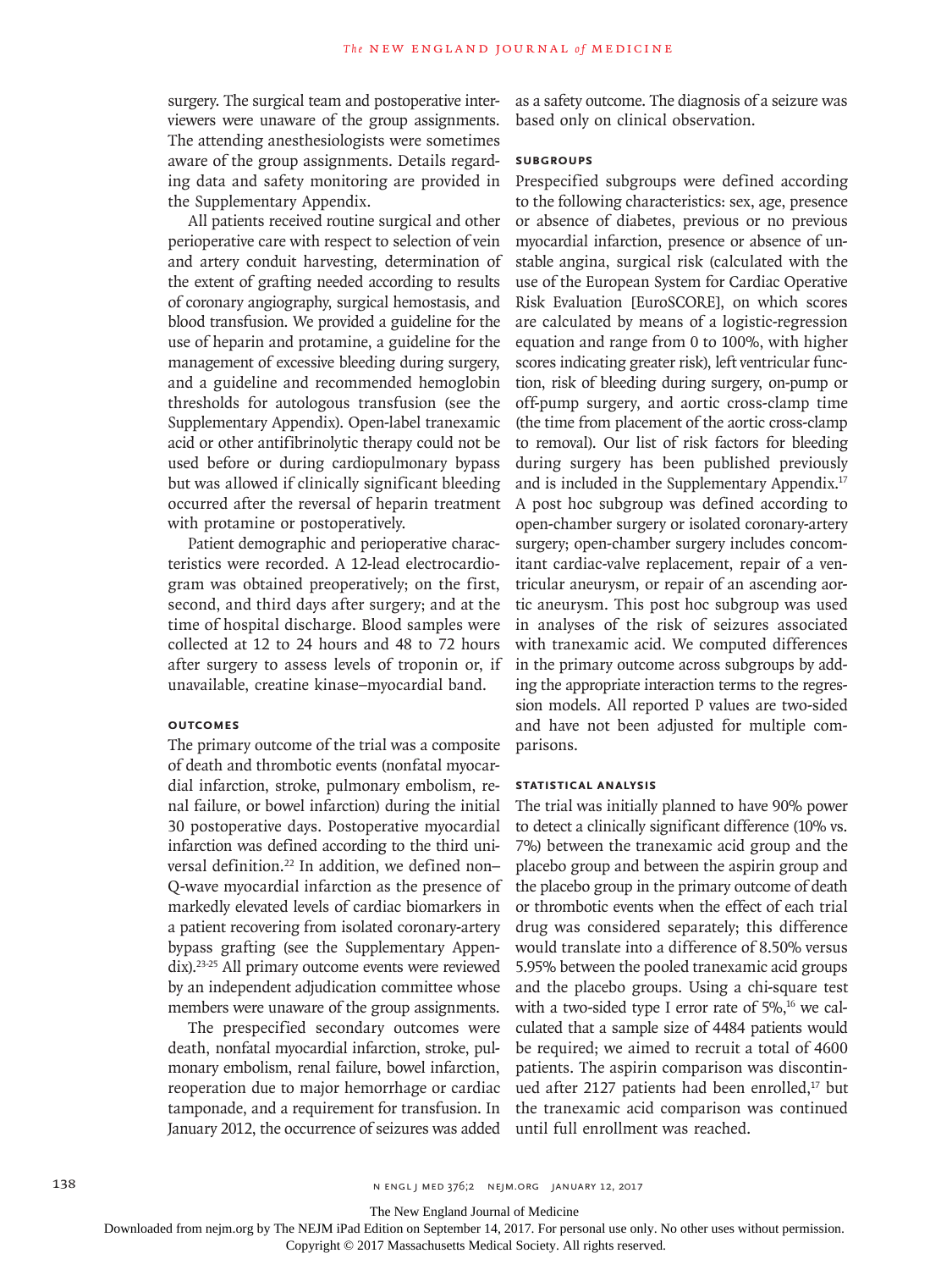surgery. The surgical team and postoperative interviewers were unaware of the group assignments. The attending anesthesiologists were sometimes aware of the group assignments. Details regarding data and safety monitoring are provided in the Supplementary Appendix.

All patients received routine surgical and other perioperative care with respect to selection of vein and artery conduit harvesting, determination of the extent of grafting needed according to results of coronary angiography, surgical hemostasis, and blood transfusion. We provided a guideline for the use of heparin and protamine, a guideline for the management of excessive bleeding during surgery, and a guideline and recommended hemoglobin thresholds for autologous transfusion (see the Supplementary Appendix). Open-label tranexamic acid or other antifibrinolytic therapy could not be used before or during cardiopulmonary bypass but was allowed if clinically significant bleeding occurred after the reversal of heparin treatment with protamine or postoperatively.

Patient demographic and perioperative characteristics were recorded. A 12-lead electrocardiogram was obtained preoperatively; on the first, second, and third days after surgery; and at the time of hospital discharge. Blood samples were collected at 12 to 24 hours and 48 to 72 hours after surgery to assess levels of troponin or, if unavailable, creatine kinase–myocardial band.

### OUTCOMES

The primary outcome of the trial was a composite of death and thrombotic events (nonfatal myocardial infarction, stroke, pulmonary embolism, renal failure, or bowel infarction) during the initial 30 postoperative days. Postoperative myocardial infarction was defined according to the third universal definition.[22] In addition, we defined non–Q-wave myocardial infarction as the presence of markedly elevated levels of cardiac biomarkers in a patient recovering from isolated coronary-artery bypass grafting (see the Supplementary Appendix).[23-25] All primary outcome events were reviewed by an independent adjudication committee whose members were unaware of the group assignments.

The prespecified secondary outcomes were death, nonfatal myocardial infarction, stroke, pulmonary embolism, renal failure, bowel infarction, reoperation due to major hemorrhage or cardiac tamponade, and a requirement for transfusion. In January 2012, the occurrence of seizures was added as a safety outcome. The diagnosis of a seizure was based only on clinical observation.

### SUBGROUPS

Prespecified subgroups were defined according to the following characteristics: sex, age, presence or absence of diabetes, previous or no previous myocardial infarction, presence or absence of unstable angina, surgical risk (calculated with the use of the European System for Cardiac Operative Risk Evaluation [EuroSCORE], on which scores are calculated by means of a logistic-regression equation and range from 0 to 100%, with higher scores indicating greater risk), left ventricular function, risk of bleeding during surgery, on-pump or off-pump surgery, and aortic cross-clamp time (the time from placement of the aortic cross-clamp to removal). Our list of risk factors for bleeding during surgery has been published previously and is included in the Supplementary Appendix.[17] A post hoc subgroup was defined according to open-chamber surgery or isolated coronary-artery surgery; open-chamber surgery includes concomitant cardiac-valve replacement, repair of a ventricular aneurysm, or repair of an ascending aortic aneurysm. This post hoc subgroup was used in analyses of the risk of seizures associated with tranexamic acid. We computed differences in the primary outcome across subgroups by adding the appropriate interaction terms to the regression models. All reported P values are two-sided and have not been adjusted for multiple comparisons.

### STATISTICAL ANALYSIS

The trial was initially planned to have 90% power to detect a clinically significant difference (10% vs. 7%) between the tranexamic acid group and the placebo group and between the aspirin group and the placebo group in the primary outcome of death or thrombotic events when the effect of each trial drug was considered separately; this difference would translate into a difference of 8.50% versus 5.95% between the pooled tranexamic acid groups and the placebo groups. Using a chi-square test with a two-sided type I error rate of 5%,[16] we calculated that a sample size of 4484 patients would be required; we aimed to recruit a total of 4600 patients. The aspirin comparison was discontinued after 2127 patients had been enrolled,[17] but the tranexamic acid comparison was continued until full enrollment was reached.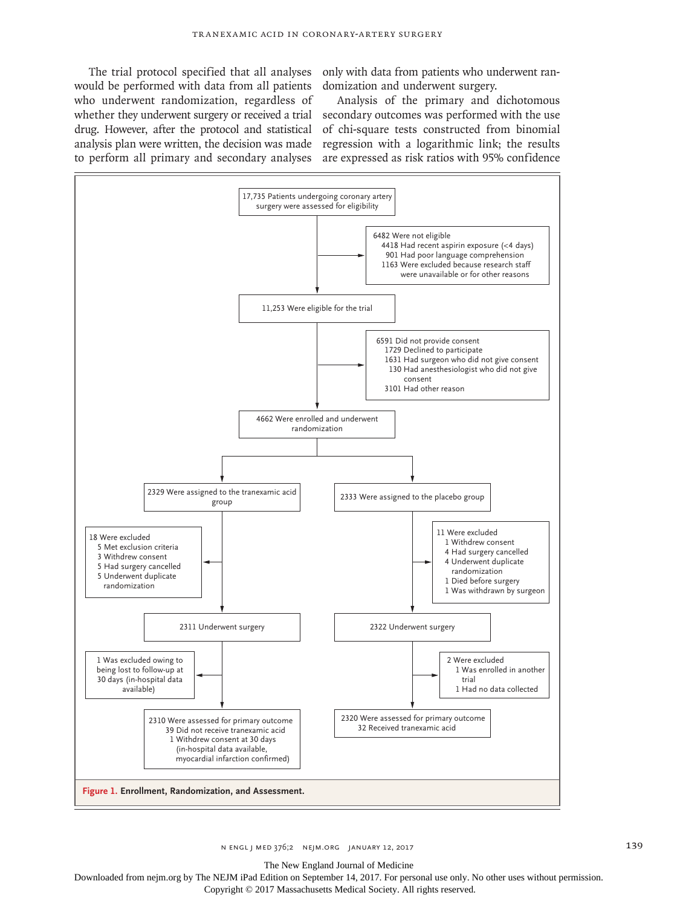The trial protocol specified that all analyses would be performed with data from all patients who underwent randomization, regardless of whether they underwent surgery or received a trial drug. However, after the protocol and statistical analysis plan were written, the decision was made to perform all primary and secondary analyses only with data from patients who underwent randomization and underwent surgery.

Analysis of the primary and dichotomous secondary outcomes was performed with the use of chi-square tests constructed from binomial regression with a logarithmic link; the results are expressed as risk ratios with 95% confidence

17,735 Patients undergoing coronary artery surgery were assessed for eligibility

6482 Were not eligible
- 4418 Had recent aspirin exposure (<4 days)
- 901 Had poor language comprehension
- 1163 Were excluded because research staff were unavailable or for other reasons

11,253 Were eligible for the trial

6591 Did not provide consent
- 1729 Declined to participate
- 1631 Had surgeon who did not give consent
- 130 Had anesthesiologist who did not give consent
- 3101 Had other reason

4662 Were enrolled and underwent randomization

2329 Were assigned to the tranexamic acid group

18 Were excluded
- 5 Met exclusion criteria
- 3 Withdrew consent
- 5 Had surgery cancelled
- 5 Underwent duplicate randomization

2311 Underwent surgery

1 Was excluded owing to being lost to follow-up at 30 days (in-hospital data available)

2310 Were assessed for primary outcome
- 39 Did not receive tranexamic acid
- 1 Withdrew consent at 30 days (in-hospital data available, myocardial infarction confirmed)

2333 Were assigned to the placebo group

11 Were excluded
- 1 Withdrew consent
- 4 Had surgery cancelled
- 4 Underwent duplicate randomization
- 1 Died before surgery
- 1 Was withdrawn by surgeon

2322 Underwent surgery

2 Were excluded
- 1 Was enrolled in another trial
- 1 Had no data collected

2320 Were assessed for primary outcome
- 32 Received tranexamic acid

**Figure 1. Enrollment, Randomization, and Assessment.**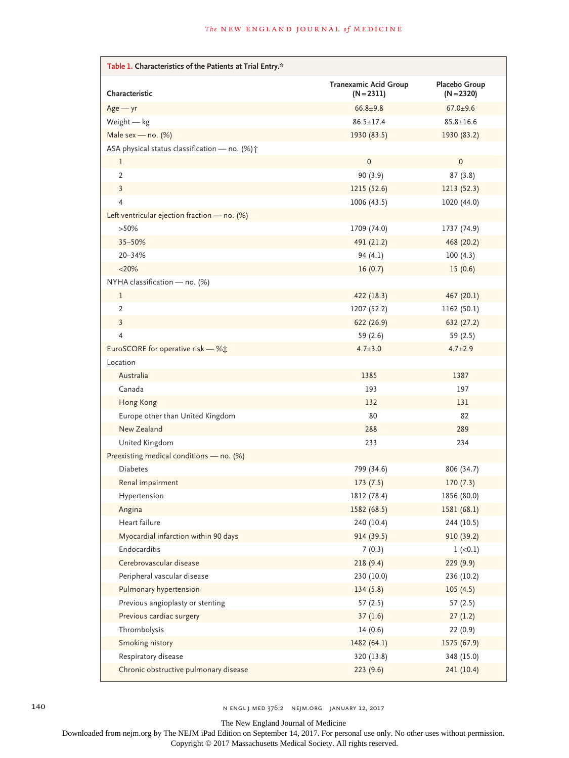**Table 1. Characteristics of the Patients at Trial Entry.***

| Characteristic | Tranexamic Acid Group (N=2311) | Placebo Group (N=2320) |
|---|---|---|
| Age — yr | 66.8±9.8 | 67.0±9.6 |
| Weight — kg | 86.5±17.4 | 85.8±16.6 |
| Male sex — no. (%) | 1930 (83.5) | 1930 (83.2) |
| ASA physical status classification — no. (%)† | | |
| 1 | 0 | 0 |
| 2 | 90 (3.9) | 87 (3.8) |
| 3 | 1215 (52.6) | 1213 (52.3) |
| 4 | 1006 (43.5) | 1020 (44.0) |
| Left ventricular ejection fraction — no. (%) | | |
| >50% | 1709 (74.0) | 1737 (74.9) |
| 35–50% | 491 (21.2) | 468 (20.2) |
| 20–34% | 94 (4.1) | 100 (4.3) |
| <20% | 16 (0.7) | 15 (0.6) |
| NYHA classification — no. (%) | | |
| 1 | 422 (18.3) | 467 (20.1) |
| 2 | 1207 (52.2) | 1162 (50.1) |
| 3 | 622 (26.9) | 632 (27.2) |
| 4 | 59 (2.6) | 59 (2.5) |
| EuroSCORE for operative risk — %‡ | 4.7±3.0 | 4.7±2.9 |
| Location | | |
| Australia | 1385 | 1387 |
| Canada | 193 | 197 |
| Hong Kong | 132 | 131 |
| Europe other than United Kingdom | 80 | 82 |
| New Zealand | 288 | 289 |
| United Kingdom | 233 | 234 |
| Preexisting medical conditions — no. (%) | | |
| Diabetes | 799 (34.6) | 806 (34.7) |
| Renal impairment | 173 (7.5) | 170 (7.3) |
| Hypertension | 1812 (78.4) | 1856 (80.0) |
| Angina | 1582 (68.5) | 1581 (68.1) |
| Heart failure | 240 (10.4) | 244 (10.5) |
| Myocardial infarction within 90 days | 914 (39.5) | 910 (39.2) |
| Endocarditis | 7 (0.3) | 1 (<0.1) |
| Cerebrovascular disease | 218 (9.4) | 229 (9.9) |
| Peripheral vascular disease | 230 (10.0) | 236 (10.2) |
| Pulmonary hypertension | 134 (5.8) | 105 (4.5) |
| Previous angioplasty or stenting | 57 (2.5) | 57 (2.5) |
| Previous cardiac surgery | 37 (1.6) | 27 (1.2) |
| Thrombolysis | 14 (0.6) | 22 (0.9) |
| Smoking history | 1482 (64.1) | 1575 (67.9) |
| Respiratory disease | 320 (13.8) | 348 (15.0) |
| Chronic obstructive pulmonary disease | 223 (9.6) | 241 (10.4) |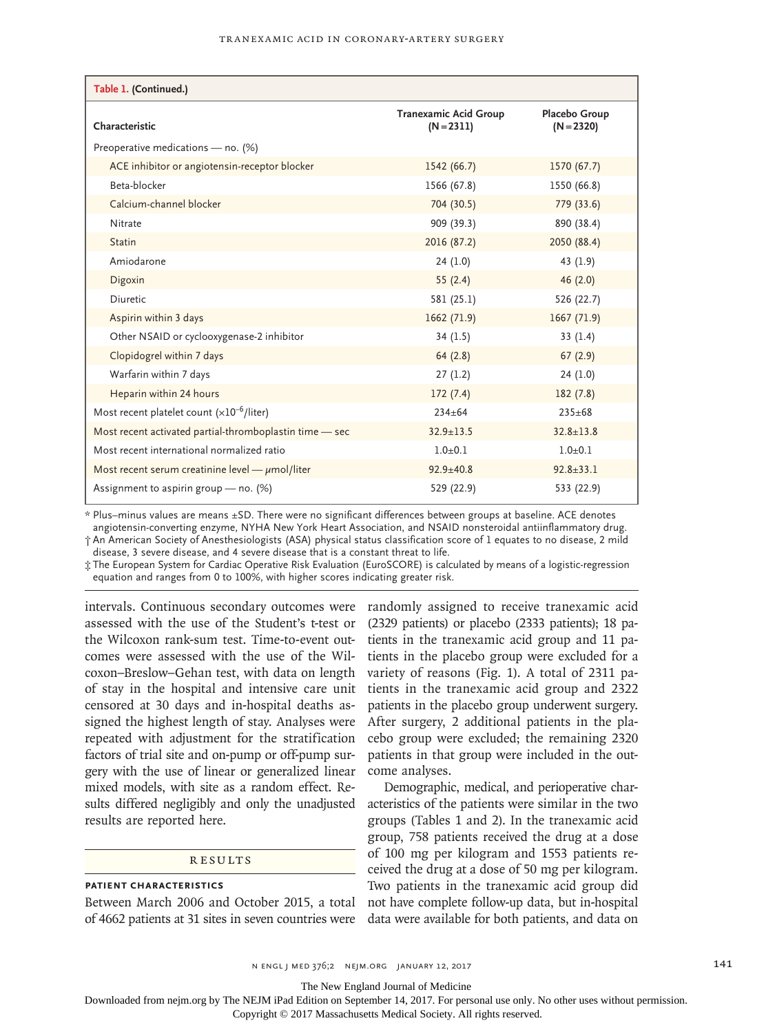**Table 1. (Continued.)**

| Characteristic | Tranexamic Acid Group (N=2311) | Placebo Group (N=2320) |
|---|---|---|
| Preoperative medications — no. (%) | | |
| ACE inhibitor or angiotensin-receptor blocker | 1542 (66.7) | 1570 (67.7) |
| Beta-blocker | 1566 (67.8) | 1550 (66.8) |
| Calcium-channel blocker | 704 (30.5) | 779 (33.6) |
| Nitrate | 909 (39.3) | 890 (38.4) |
| Statin | 2016 (87.2) | 2050 (88.4) |
| Amiodarone | 24 (1.0) | 43 (1.9) |
| Digoxin | 55 (2.4) | 46 (2.0) |
| Diuretic | 581 (25.1) | 526 (22.7) |
| Aspirin within 3 days | 1662 (71.9) | 1667 (71.9) |
| Other NSAID or cyclooxygenase-2 inhibitor | 34 (1.5) | 33 (1.4) |
| Clopidogrel within 7 days | 64 (2.8) | 67 (2.9) |
| Warfarin within 7 days | 27 (1.2) | 24 (1.0) |
| Heparin within 24 hours | 172 (7.4) | 182 (7.8) |
| Most recent platelet count ($\times 10^{-6}$/liter) | 234±64 | 235±68 |
| Most recent activated partial-thromboplastin time — sec | 32.9±13.5 | 32.8±13.8 |
| Most recent international normalized ratio | 1.0±0.1 | 1.0±0.1 |
| Most recent serum creatinine level — μmol/liter | 92.9±40.8 | 92.8±33.1 |
| Assignment to aspirin group — no. (%) | 529 (22.9) | 533 (22.9) |

\* Plus–minus values are means ±SD. There were no significant differences between groups at baseline. ACE denotes angiotensin-converting enzyme, NYHA New York Heart Association, and NSAID nonsteroidal antiinflammatory drug.

† An American Society of Anesthesiologists (ASA) physical status classification score of 1 equates to no disease, 2 mild disease, 3 severe disease, and 4 severe disease that is a constant threat to life.

‡ The European System for Cardiac Operative Risk Evaluation (EuroSCORE) is calculated by means of a logistic-regression equation and ranges from 0 to 100%, with higher scores indicating greater risk.

intervals. Continuous secondary outcomes were assessed with the use of the Student's t-test or the Wilcoxon rank-sum test. Time-to-event outcomes were assessed with the use of the Wilcoxon–Breslow–Gehan test, with data on length of stay in the hospital and intensive care unit censored at 30 days and in-hospital deaths assigned the highest length of stay. Analyses were repeated with adjustment for the stratification factors of trial site and on-pump or off-pump surgery with the use of linear or generalized linear mixed models, with site as a random effect. Results differed negligibly and only the unadjusted results are reported here.

## RESULTS

### PATIENT CHARACTERISTICS

Between March 2006 and October 2015, a total of 4662 patients at 31 sites in seven countries were randomly assigned to receive tranexamic acid (2329 patients) or placebo (2333 patients); 18 patients in the tranexamic acid group and 11 patients in the placebo group were excluded for a variety of reasons (Fig. 1). A total of 2311 patients in the tranexamic acid group and 2322 patients in the placebo group underwent surgery. After surgery, 2 additional patients in the placebo group were excluded; the remaining 2320 patients in that group were included in the outcome analyses.

Demographic, medical, and perioperative characteristics of the patients were similar in the two groups (Tables 1 and 2). In the tranexamic acid group, 758 patients received the drug at a dose of 100 mg per kilogram and 1553 patients received the drug at a dose of 50 mg per kilogram. Two patients in the tranexamic acid group did not have complete follow-up data, but in-hospital data were available for both patients, and data on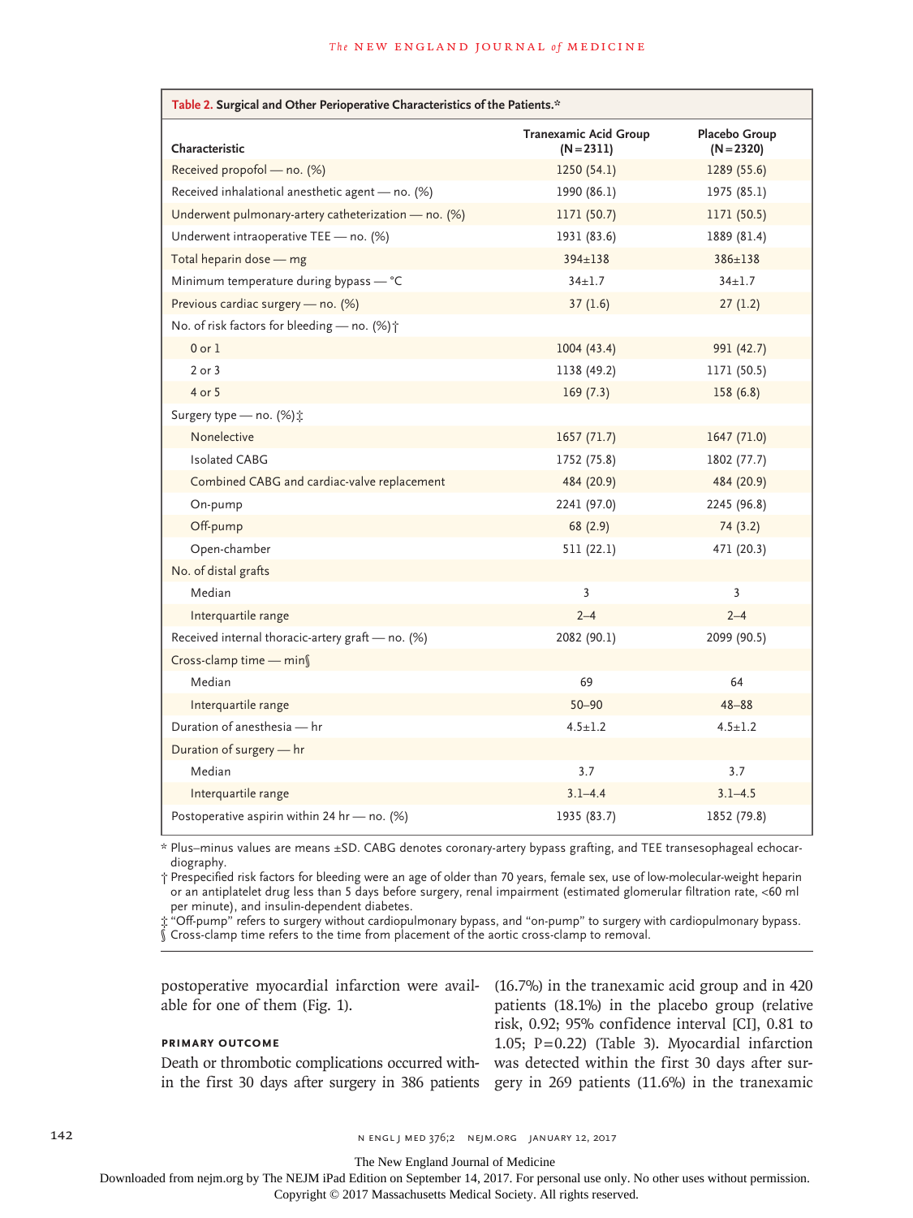**Table 2. Surgical and Other Perioperative Characteristics of the Patients.***

| Characteristic | Tranexamic Acid Group (N=2311) | Placebo Group (N=2320) |
|---|---|---|
| Received propofol — no. (%) | 1250 (54.1) | 1289 (55.6) |
| Received inhalational anesthetic agent — no. (%) | 1990 (86.1) | 1975 (85.1) |
| Underwent pulmonary-artery catheterization — no. (%) | 1171 (50.7) | 1171 (50.5) |
| Underwent intraoperative TEE — no. (%) | 1931 (83.6) | 1889 (81.4) |
| Total heparin dose — mg | 394±138 | 386±138 |
| Minimum temperature during bypass — °C | 34±1.7 | 34±1.7 |
| Previous cardiac surgery — no. (%) | 37 (1.6) | 27 (1.2) |
| No. of risk factors for bleeding — no. (%)† | | |
| 0 or 1 | 1004 (43.4) | 991 (42.7) |
| 2 or 3 | 1138 (49.2) | 1171 (50.5) |
| 4 or 5 | 169 (7.3) | 158 (6.8) |
| Surgery type — no. (%)‡ | | |
| Nonelective | 1657 (71.7) | 1647 (71.0) |
| Isolated CABG | 1752 (75.8) | 1802 (77.7) |
| Combined CABG and cardiac-valve replacement | 484 (20.9) | 484 (20.9) |
| On-pump | 2241 (97.0) | 2245 (96.8) |
| Off-pump | 68 (2.9) | 74 (3.2) |
| Open-chamber | 511 (22.1) | 471 (20.3) |
| No. of distal grafts | | |
| Median | 3 | 3 |
| Interquartile range | 2–4 | 2–4 |
| Received internal thoracic-artery graft — no. (%) | 2082 (90.1) | 2099 (90.5) |
| Cross-clamp time — min§ | | |
| Median | 69 | 64 |
| Interquartile range | 50–90 | 48–88 |
| Duration of anesthesia — hr | 4.5±1.2 | 4.5±1.2 |
| Duration of surgery — hr | | |
| Median | 3.7 | 3.7 |
| Interquartile range | 3.1–4.4 | 3.1–4.5 |
| Postoperative aspirin within 24 hr — no. (%) | 1935 (83.7) | 1852 (79.8) |

\* Plus–minus values are means ±SD. CABG denotes coronary-artery bypass grafting, and TEE transesophageal echocardiography.

† Prespecified risk factors for bleeding were an age of older than 70 years, female sex, use of low-molecular-weight heparin or an antiplatelet drug less than 5 days before surgery, renal impairment (estimated glomerular filtration rate, <60 ml per minute), and insulin-dependent diabetes.

‡ "Off-pump" refers to surgery without cardiopulmonary bypass, and "on-pump" to surgery with cardiopulmonary bypass.

§ Cross-clamp time refers to the time from placement of the aortic cross-clamp to removal.

postoperative myocardial infarction were available for one of them (Fig. 1).

### PRIMARY OUTCOME

Death or thrombotic complications occurred within the first 30 days after surgery in 386 patients (16.7%) in the tranexamic acid group and in 420 patients (18.1%) in the placebo group (relative risk, 0.92; 95% confidence interval [CI], 0.81 to 1.05; P=0.22) (Table 3). Myocardial infarction was detected within the first 30 days after surgery in 269 patients (11.6%) in the tranexamic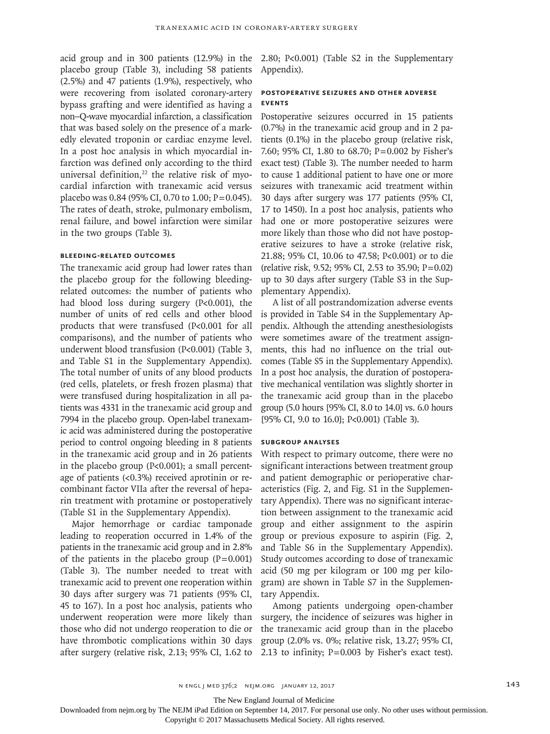acid group and in 300 patients (12.9%) in the placebo group (Table 3), including 58 patients (2.5%) and 47 patients (1.9%), respectively, who were recovering from isolated coronary-artery bypass grafting and were identified as having a non–Q-wave myocardial infarction, a classification that was based solely on the presence of a markedly elevated troponin or cardiac enzyme level. In a post hoc analysis in which myocardial infarction was defined only according to the third universal definition,[22] the relative risk of myocardial infarction with tranexamic acid versus placebo was 0.84 (95% CI, 0.70 to 1.00; P=0.045). The rates of death, stroke, pulmonary embolism, renal failure, and bowel infarction were similar in the two groups (Table 3).

### Bleeding-Related Outcomes

The tranexamic acid group had lower rates than the placebo group for the following bleeding-related outcomes: the number of patients who had blood loss during surgery (P<0.001), the number of units of red cells and other blood products that were transfused (P<0.001 for all comparisons), and the number of patients who underwent blood transfusion (P<0.001) (Table 3, and Table S1 in the Supplementary Appendix). The total number of units of any blood products (red cells, platelets, or fresh frozen plasma) that were transfused during hospitalization in all patients was 4331 in the tranexamic acid group and 7994 in the placebo group. Open-label tranexamic acid was administered during the postoperative period to control ongoing bleeding in 8 patients in the tranexamic acid group and in 26 patients in the placebo group (P<0.001); a small percentage of patients (<0.3%) received aprotinin or recombinant factor VIIa after the reversal of heparin treatment with protamine or postoperatively (Table S1 in the Supplementary Appendix).

Major hemorrhage or cardiac tamponade leading to reoperation occurred in 1.4% of the patients in the tranexamic acid group and in 2.8% of the patients in the placebo group (P=0.001) (Table 3). The number needed to treat with tranexamic acid to prevent one reoperation within 30 days after surgery was 71 patients (95% CI, 45 to 167). In a post hoc analysis, patients who underwent reoperation were more likely than those who did not undergo reoperation to die or have thrombotic complications within 30 days after surgery (relative risk, 2.13; 95% CI, 1.62 to 2.80; P<0.001) (Table S2 in the Supplementary Appendix).

### Postoperative Seizures and Other Adverse Events

Postoperative seizures occurred in 15 patients (0.7%) in the tranexamic acid group and in 2 patients (0.1%) in the placebo group (relative risk, 7.60; 95% CI, 1.80 to 68.70; P=0.002 by Fisher's exact test) (Table 3). The number needed to harm to cause 1 additional patient to have one or more seizures with tranexamic acid treatment within 30 days after surgery was 177 patients (95% CI, 17 to 1450). In a post hoc analysis, patients who had one or more postoperative seizures were more likely than those who did not have postoperative seizures to have a stroke (relative risk, 21.88; 95% CI, 10.06 to 47.58; P<0.001) or to die (relative risk, 9.52; 95% CI, 2.53 to 35.90; P=0.02) up to 30 days after surgery (Table S3 in the Supplementary Appendix).

A list of all postrandomization adverse events is provided in Table S4 in the Supplementary Appendix. Although the attending anesthesiologists were sometimes aware of the treatment assignments, this had no influence on the trial outcomes (Table S5 in the Supplementary Appendix). In a post hoc analysis, the duration of postoperative mechanical ventilation was slightly shorter in the tranexamic acid group than in the placebo group (5.0 hours [95% CI, 8.0 to 14.0] vs. 6.0 hours [95% CI, 9.0 to 16.0]; P<0.001) (Table 3).

### Subgroup Analyses

With respect to primary outcome, there were no significant interactions between treatment group and patient demographic or perioperative characteristics (Fig. 2, and Fig. S1 in the Supplementary Appendix). There was no significant interaction between assignment to the tranexamic acid group and either assignment to the aspirin group or previous exposure to aspirin (Fig. 2, and Table S6 in the Supplementary Appendix). Study outcomes according to dose of tranexamic acid (50 mg per kilogram or 100 mg per kilogram) are shown in Table S7 in the Supplementary Appendix.

Among patients undergoing open-chamber surgery, the incidence of seizures was higher in the tranexamic acid group than in the placebo group (2.0% vs. 0%; relative risk, 13.27; 95% CI, 2.13 to infinity; P=0.003 by Fisher's exact test).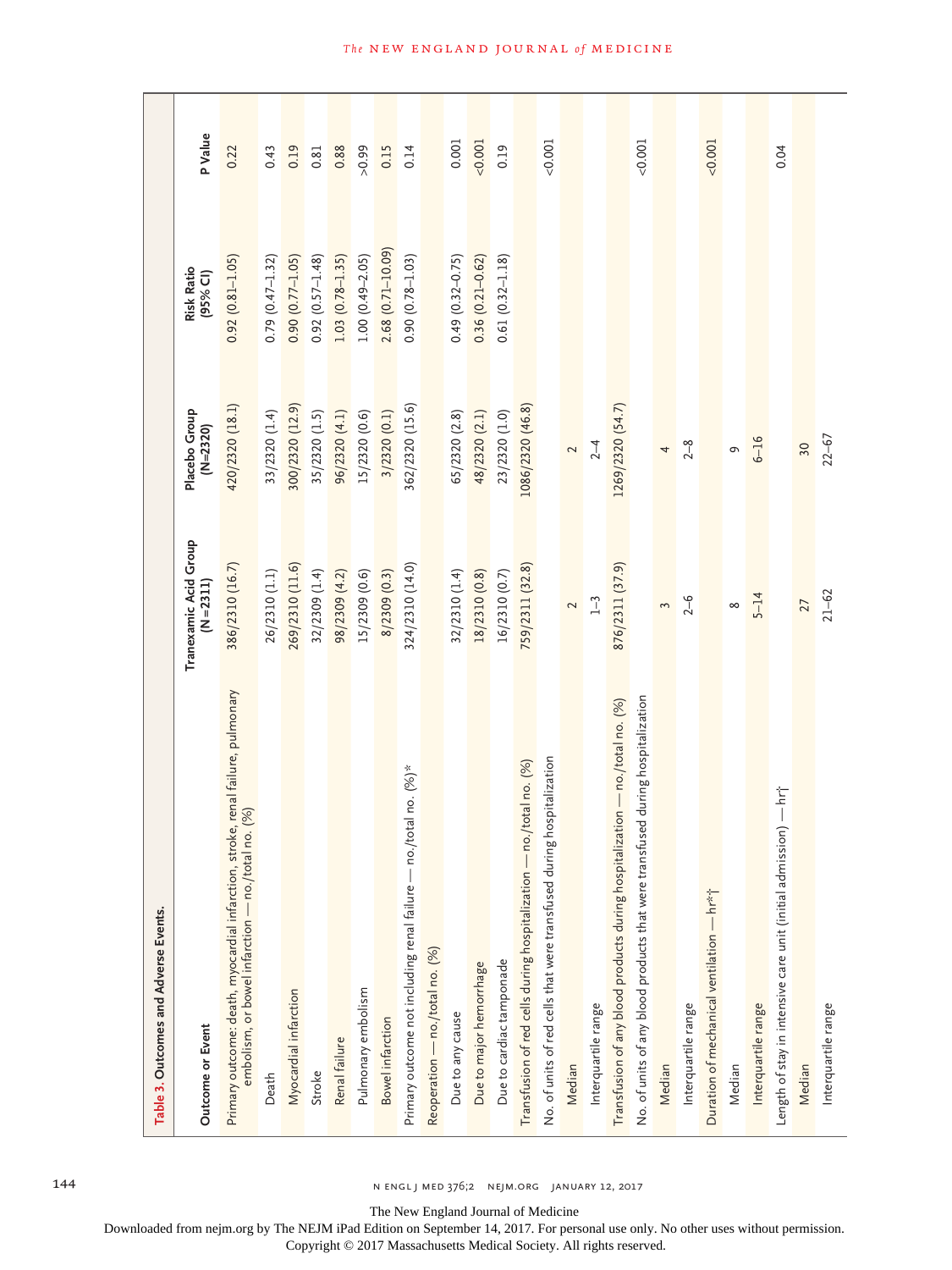**Table 3. Outcomes and Adverse Events.**

| Outcome or Event | Tranexamic Acid Group (N=2311) | Placebo Group (N=2320) | Risk Ratio (95% CI) | P Value |
|---|---|---|---|---|
| Primary outcome: death, myocardial infarction, stroke, renal failure, pulmonary embolism, or bowel infarction — no./total no. (%) | 386/2310 (16.7) | 420/2320 (18.1) | 0.92 (0.81–1.05) | 0.22 |
| Death | 26/2310 (1.1) | 33/2320 (1.4) | 0.79 (0.47–1.32) | 0.43 |
| Myocardial infarction | 269/2310 (11.6) | 300/2320 (12.9) | 0.90 (0.77–1.05) | 0.19 |
| Stroke | 32/2309 (1.4) | 35/2320 (1.5) | 0.92 (0.57–1.48) | 0.81 |
| Renal failure | 98/2309 (4.2) | 96/2320 (4.1) | 1.03 (0.78–1.35) | 0.88 |
| Pulmonary embolism | 15/2309 (0.6) | 15/2320 (0.6) | 1.00 (0.49–2.05) | >0.99 |
| Bowel infarction | 8/2309 (0.3) | 3/2320 (0.1) | 2.68 (0.71–10.09) | 0.15 |
| Primary outcome not including renal failure — no./total no. (%)* | 324/2310 (14.0) | 362/2320 (15.6) | 0.90 (0.78–1.03) | 0.14 |
| Reoperation — no./total no. (%) | | | | |
| Due to any cause | 32/2310 (1.4) | 65/2320 (2.8) | 0.49 (0.32–0.75) | 0.001 |
| Due to major hemorrhage | 18/2310 (0.8) | 48/2320 (2.1) | 0.36 (0.21–0.62) | <0.001 |
| Due to cardiac tamponade | 16/2310 (0.7) | 23/2320 (1.0) | 0.61 (0.32–1.18) | 0.19 |
| Transfusion of red cells during hospitalization — no./total no. (%) | 759/2311 (32.8) | 1086/2320 (46.8) | | |
| No. of units of red cells that were transfused during hospitalization | | | | <0.001 |
| Median | 2 | 2 | | |
| Interquartile range | 1–3 | 2–4 | | |
| Transfusion of any blood products during hospitalization — no./total no. (%) | 876/2311 (37.9) | 1269/2320 (54.7) | | |
| No. of units of any blood products that were transfused during hospitalization | | | | <0.001 |
| Median | 3 | 4 | | |
| Interquartile range | 2–6 | 2–8 | | |
| Duration of mechanical ventilation — hr*† | | | | <0.001 |
| Median | 8 | 9 | | |
| Interquartile range | 5–14 | 6–16 | | |
| Length of stay in intensive care unit (initial admission) — hr† | | | | 0.04 |
| Median | 27 | 30 | | |
| Interquartile range | 21–62 | 22–67 | | |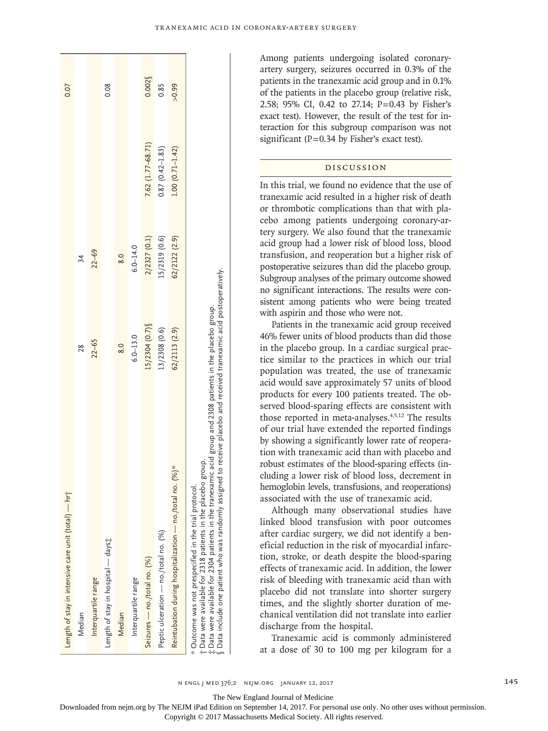| Length of stay in intensive care unit (total) — hr† | | | | 0.07 |
|---|---|---|---|---|
| Median | 28 | 34 | | |
| Interquartile range | 22–65 | 22–69 | | |
| Length of stay in hospital — days‡ | | | | 0.08 |
| Median | 8.0 | 8.0 | | |
| Interquartile range | 6.0–13.0 | 6.0–14.0 | | |
| Seizures — no./total no. (%) | 15/2304 (0.7)§ | 2/2327 (0.1) | 7.62 (1.77–68.71) | 0.002§ |
| Peptic ulceration — no./total no. (%) | 13/2308 (0.6) | 15/2319 (0.6) | 0.87 (0.42–1.83) | 0.85 |
| Reintubation during hospitalization — no./total no. (%)* | 62/2113 (2.9) | 62/2122 (2.9) | 1.00 (0.71–1.42) | >0.99 |

\* Outcome was not prespecified in the trial protocol.
† Data were available for 2318 patients in the placebo group.
‡ Data were available for 2304 patients in the tranexamic acid group and 2308 patients in the placebo group.
§ Data include one patient who was randomly assigned to receive placebo and received tranexamic acid postoperatively.

Among patients undergoing isolated coronary-artery surgery, seizures occurred in 0.3% of the patients in the tranexamic acid group and in 0.1% of the patients in the placebo group (relative risk, 2.58; 95% CI, 0.42 to 27.14; P=0.43 by Fisher's exact test). However, the result of the test for interaction for this subgroup comparison was not significant (P=0.34 by Fisher's exact test).

## DISCUSSION

In this trial, we found no evidence that the use of tranexamic acid resulted in a higher risk of death or thrombotic complications than that with placebo among patients undergoing coronary-artery surgery. We also found that the tranexamic acid group had a lower risk of blood loss, blood transfusion, and reoperation but a higher risk of postoperative seizures than did the placebo group. Subgroup analyses of the primary outcome showed no significant interactions. The results were consistent among patients who were being treated with aspirin and those who were not.

Patients in the tranexamic acid group received 46% fewer units of blood products than did those in the placebo group. In a cardiac surgical practice similar to the practices in which our trial population was treated, the use of tranexamic acid would save approximately 57 units of blood products for every 100 patients treated. The observed blood-sparing effects are consistent with those reported in meta-analyses.[4,5,12] The results of our trial have extended the reported findings by showing a significantly lower rate of reoperation with tranexamic acid than with placebo and robust estimates of the blood-sparing effects (including a lower risk of blood loss, decrement in hemoglobin levels, transfusions, and reoperations) associated with the use of tranexamic acid.

Although many observational studies have linked blood transfusion with poor outcomes after cardiac surgery, we did not identify a beneficial reduction in the risk of myocardial infarction, stroke, or death despite the blood-sparing effects of tranexamic acid. In addition, the lower risk of bleeding with tranexamic acid than with placebo did not translate into shorter surgery times, and the slightly shorter duration of mechanical ventilation did not translate into earlier discharge from the hospital.

Tranexamic acid is commonly administered at a dose of 30 to 100 mg per kilogram for a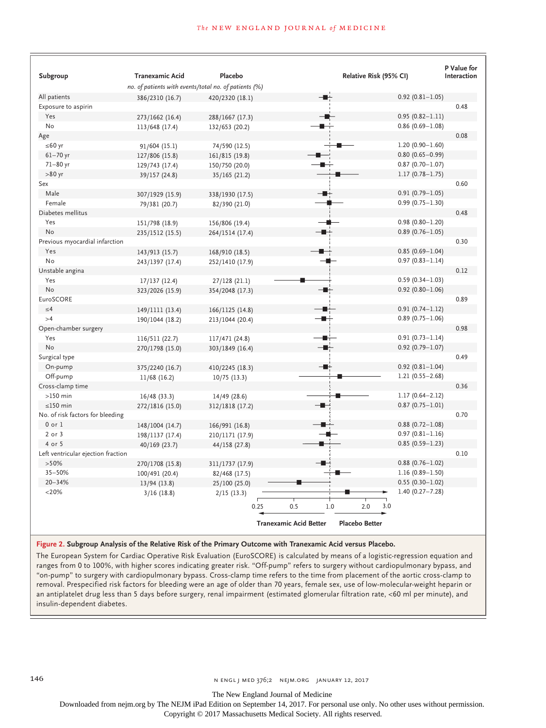| Subgroup | Tranexamic Acid | Placebo | Relative Risk (95% CI) | P Value for Interaction |
|---|---|---|---|---|
| | *no. of patients with events/total no. of patients (%)* | | | |
| All patients | 386/2310 (16.7) | 420/2320 (18.1) | 0.92 (0.81–1.05) | |
| Exposure to aspirin | | | | 0.48 |
| Yes | 273/1662 (16.4) | 288/1667 (17.3) | 0.95 (0.82–1.11) | |
| No | 113/648 (17.4) | 132/653 (20.2) | 0.86 (0.69–1.08) | |
| Age | | | | 0.08 |
| ≤60 yr | 91/604 (15.1) | 74/590 (12.5) | 1.20 (0.90–1.60) | |
| 61–70 yr | 127/806 (15.8) | 161/815 (19.8) | 0.80 (0.65–0.99) | |
| 71–80 yr | 129/743 (17.4) | 150/750 (20.0) | 0.87 (0.70–1.07) | |
| >80 yr | 39/157 (24.8) | 35/165 (21.2) | 1.17 (0.78–1.75) | |
| Sex | | | | 0.60 |
| Male | 307/1929 (15.9) | 338/1930 (17.5) | 0.91 (0.79–1.05) | |
| Female | 79/381 (20.7) | 82/390 (21.0) | 0.99 (0.75–1.30) | |
| Diabetes mellitus | | | | 0.48 |
| Yes | 151/798 (18.9) | 156/806 (19.4) | 0.98 (0.80–1.20) | |
| No | 235/1512 (15.5) | 264/1514 (17.4) | 0.89 (0.76–1.05) | |
| Previous myocardial infarction | | | | 0.30 |
| Yes | 143/913 (15.7) | 168/910 (18.5) | 0.85 (0.69–1.04) | |
| No | 243/1397 (17.4) | 252/1410 (17.9) | 0.97 (0.83–1.14) | |
| Unstable angina | | | | 0.12 |
| Yes | 17/137 (12.4) | 27/128 (21.1) | 0.59 (0.34–1.03) | |
| No | 323/2026 (15.9) | 354/2048 (17.3) | 0.92 (0.80–1.06) | |
| EuroSCORE | | | | 0.89 |
| ≤4 | 149/1111 (13.4) | 166/1125 (14.8) | 0.91 (0.74–1.12) | |
| >4 | 190/1044 (18.2) | 213/1044 (20.4) | 0.89 (0.75–1.06) | |
| Open-chamber surgery | | | | 0.98 |
| Yes | 116/511 (22.7) | 117/471 (24.8) | 0.91 (0.73–1.14) | |
| No | 270/1798 (15.0) | 303/1849 (16.4) | 0.92 (0.79–1.07) | |
| Surgical type | | | | 0.49 |
| On-pump | 375/2240 (16.7) | 410/2245 (18.3) | 0.92 (0.81–1.04) | |
| Off-pump | 11/68 (16.2) | 10/75 (13.3) | 1.21 (0.55–2.68) | |
| Cross-clamp time | | | | 0.36 |
| >150 min | 16/48 (33.3) | 14/49 (28.6) | 1.17 (0.64–2.12) | |
| ≤150 min | 272/1816 (15.0) | 312/1818 (17.2) | 0.87 (0.75–1.01) | |
| No. of risk factors for bleeding | | | | 0.70 |
| 0 or 1 | 148/1004 (14.7) | 166/991 (16.8) | 0.88 (0.72–1.08) | |
| 2 or 3 | 198/1137 (17.4) | 210/1171 (17.9) | 0.97 (0.81–1.16) | |
| 4 or 5 | 40/169 (23.7) | 44/158 (27.8) | 0.85 (0.59–1.23) | |
| Left ventricular ejection fraction | | | | 0.10 |
| >50% | 270/1708 (15.8) | 311/1737 (17.9) | 0.88 (0.76–1.02) | |
| 35–50% | 100/491 (20.4) | 82/468 (17.5) | 1.16 (0.89–1.50) | |
| 20–34% | 13/94 (13.8) | 25/100 (25.0) | 0.55 (0.30–1.02) | |
| <20% | 3/16 (18.8) | 2/15 (13.3) | 1.40 (0.27–7.28) | |

(Forest plot axis: 0.25, 0.5, 1.0, 2.0, 3.0; ← Tranexamic Acid Better | Placebo Better →)

**Figure 2. Subgroup Analysis of the Relative Risk of the Primary Outcome with Tranexamic Acid versus Placebo.**

The European System for Cardiac Operative Risk Evaluation (EuroSCORE) is calculated by means of a logistic-regression equation and ranges from 0 to 100%, with higher scores indicating greater risk. "Off-pump" refers to surgery without cardiopulmonary bypass, and "on-pump" to surgery with cardiopulmonary bypass. Cross-clamp time refers to the time from placement of the aortic cross-clamp to removal. Prespecified risk factors for bleeding were an age of older than 70 years, female sex, use of low-molecular-weight heparin or an antiplatelet drug less than 5 days before surgery, renal impairment (estimated glomerular filtration rate, <60 ml per minute), and insulin-dependent diabetes.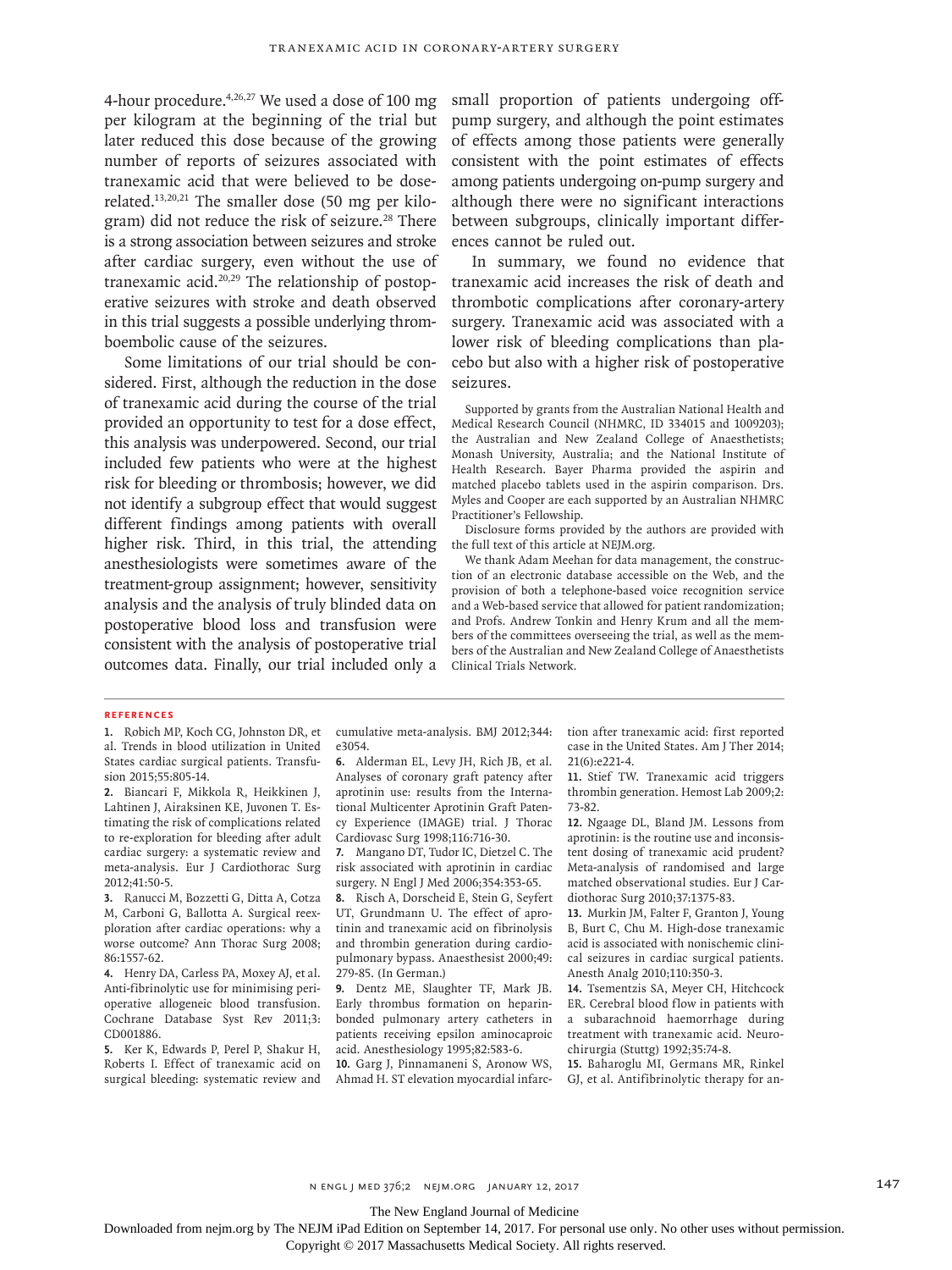4-hour procedure.[4,26,27] We used a dose of 100 mg per kilogram at the beginning of the trial but later reduced this dose because of the growing number of reports of seizures associated with tranexamic acid that were believed to be dose-related.[13,20,21] The smaller dose (50 mg per kilogram) did not reduce the risk of seizure.[28] There is a strong association between seizures and stroke after cardiac surgery, even without the use of tranexamic acid.[20,29] The relationship of postoperative seizures with stroke and death observed in this trial suggests a possible underlying thromboembolic cause of the seizures.

Some limitations of our trial should be considered. First, although the reduction in the dose of tranexamic acid during the course of the trial provided an opportunity to test for a dose effect, this analysis was underpowered. Second, our trial included few patients who were at the highest risk for bleeding or thrombosis; however, we did not identify a subgroup effect that would suggest different findings among patients with overall higher risk. Third, in this trial, the attending anesthesiologists were sometimes aware of the treatment-group assignment; however, sensitivity analysis and the analysis of truly blinded data on postoperative blood loss and transfusion were consistent with the analysis of postoperative trial outcomes data. Finally, our trial included only a small proportion of patients undergoing off-pump surgery, and although the point estimates of effects among those patients were generally consistent with the point estimates of effects among patients undergoing on-pump surgery and although there were no significant interactions between subgroups, clinically important differences cannot be ruled out.

In summary, we found no evidence that tranexamic acid increases the risk of death and thrombotic complications after coronary-artery surgery. Tranexamic acid was associated with a lower risk of bleeding complications than placebo but also with a higher risk of postoperative seizures.

Supported by grants from the Australian National Health and Medical Research Council (NHMRC, ID 334015 and 1009203); the Australian and New Zealand College of Anaesthetists; Monash University, Australia; and the National Institute of Health Research. Bayer Pharma provided the aspirin and matched placebo tablets used in the aspirin comparison. Drs. Myles and Cooper are each supported by an Australian NHMRC Practitioner's Fellowship.

Disclosure forms provided by the authors are provided with the full text of this article at NEJM.org.

We thank Adam Meehan for data management, the construction of an electronic database accessible on the Web, and the provision of both a telephone-based voice recognition service and a Web-based service that allowed for patient randomization; and Profs. Andrew Tonkin and Henry Krum and all the members of the committees overseeing the trial, as well as the members of the Australian and New Zealand College of Anaesthetists Clinical Trials Network.

## References

1. Robich MP, Koch CG, Johnston DR, et al. Trends in blood utilization in United States cardiac surgical patients. Transfusion 2015;55:805-14.
2. Biancari F, Mikkola R, Heikkinen J, Lahtinen J, Airaksinen KE, Juvonen T. Estimating the risk of complications related to re-exploration for bleeding after adult cardiac surgery: a systematic review and meta-analysis. Eur J Cardiothorac Surg 2012;41:50-5.
3. Ranucci M, Bozzetti G, Ditta A, Cotza M, Carboni G, Ballotta A. Surgical reexploration after cardiac operations: why a worse outcome? Ann Thorac Surg 2008; 86:1557-62.
4. Henry DA, Carless PA, Moxey AJ, et al. Anti-fibrinolytic use for minimising perioperative allogeneic blood transfusion. Cochrane Database Syst Rev 2011;3: CD001886.
5. Ker K, Edwards P, Perel P, Shakur H, Roberts I. Effect of tranexamic acid on surgical bleeding: systematic review and cumulative meta-analysis. BMJ 2012;344: e3054.
6. Alderman EL, Levy JH, Rich JB, et al. Analyses of coronary graft patency after aprotinin use: results from the International Multicenter Aprotinin Graft Patency Experience (IMAGE) trial. J Thorac Cardiovasc Surg 1998;116:716-30.
7. Mangano DT, Tudor IC, Dietzel C. The risk associated with aprotinin in cardiac surgery. N Engl J Med 2006;354:353-65.
8. Risch A, Dorscheid E, Stein G, Seyfert UT, Grundmann U. The effect of aprotinin and tranexamic acid on fibrinolysis and thrombin generation during cardiopulmonary bypass. Anaesthesist 2000;49: 279-85. (In German.)
9. Dentz ME, Slaughter TF, Mark JB. Early thrombus formation on heparin-bonded pulmonary artery catheters in patients receiving epsilon aminocaproic acid. Anesthesiology 1995;82:583-6.
10. Garg J, Pinnamaneni S, Aronow WS, Ahmad H. ST elevation myocardial infarction after tranexamic acid: first reported case in the United States. Am J Ther 2014; 21(6):e221-4.
11. Stief TW. Tranexamic acid triggers thrombin generation. Hemost Lab 2009;2: 73-82.
12. Ngaage DL, Bland JM. Lessons from aprotinin: is the routine use and inconsistent dosing of tranexamic acid prudent? Meta-analysis of randomised and large matched observational studies. Eur J Cardiothorac Surg 2010;37:1375-83.
13. Murkin JM, Falter F, Granton J, Young B, Burt C, Chu M. High-dose tranexamic acid is associated with nonischemic clinical seizures in cardiac surgical patients. Anesth Analg 2010;110:350-3.
14. Tsementzis SA, Meyer CH, Hitchcock ER. Cerebral blood flow in patients with a subarachnoid haemorrhage during treatment with tranexamic acid. Neurochirurgia (Stuttg) 1992;35:74-8.
15. Baharoglu MI, Germans MR, Rinkel GJ, et al. Antifibrinolytic therapy for an-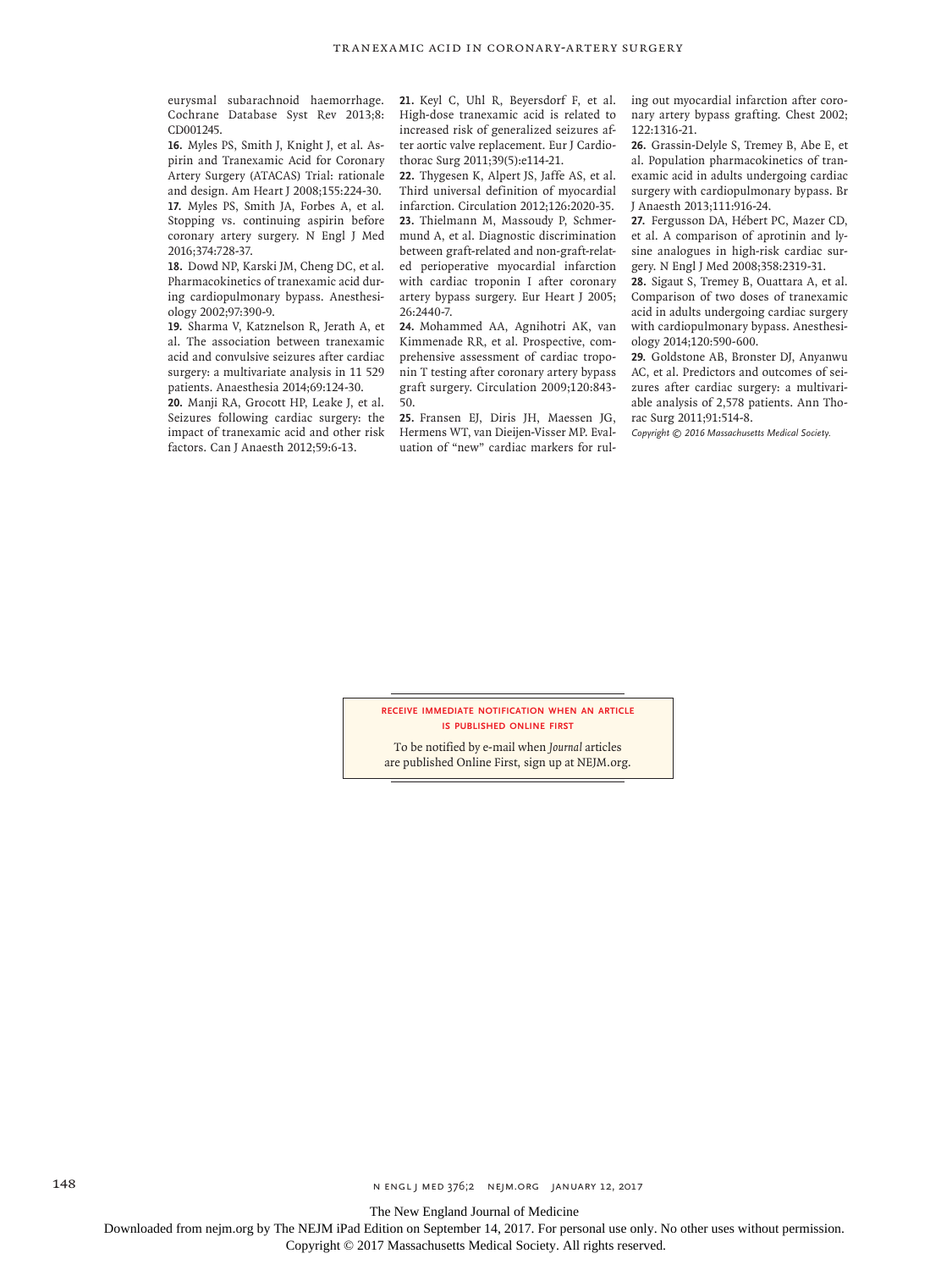eurysmal subarachnoid haemorrhage. Cochrane Database Syst Rev 2013;8:CD001245.

**16.** Myles PS, Smith J, Knight J, et al. Aspirin and Tranexamic Acid for Coronary Artery Surgery (ATACAS) Trial: rationale and design. Am Heart J 2008;155:224-30.

**17.** Myles PS, Smith JA, Forbes A, et al. Stopping vs. continuing aspirin before coronary artery surgery. N Engl J Med 2016;374:728-37.

**18.** Dowd NP, Karski JM, Cheng DC, et al. Pharmacokinetics of tranexamic acid during cardiopulmonary bypass. Anesthesiology 2002;97:390-9.

**19.** Sharma V, Katznelson R, Jerath A, et al. The association between tranexamic acid and convulsive seizures after cardiac surgery: a multivariate analysis in 11 529 patients. Anaesthesia 2014;69:124-30.

**20.** Manji RA, Grocott HP, Leake J, et al. Seizures following cardiac surgery: the impact of tranexamic acid and other risk factors. Can J Anaesth 2012;59:6-13.

**21.** Keyl C, Uhl R, Beyersdorf F, et al. High-dose tranexamic acid is related to increased risk of generalized seizures after aortic valve replacement. Eur J Cardiothorac Surg 2011;39(5):e114-21.

**22.** Thygesen K, Alpert JS, Jaffe AS, et al. Third universal definition of myocardial infarction. Circulation 2012;126:2020-35.

**23.** Thielmann M, Massoudy P, Schmermund A, et al. Diagnostic discrimination between graft-related and non-graft-related perioperative myocardial infarction with cardiac troponin I after coronary artery bypass surgery. Eur Heart J 2005;26:2440-7.

**24.** Mohammed AA, Agnihotri AK, van Kimmenade RR, et al. Prospective, comprehensive assessment of cardiac troponin T testing after coronary artery bypass graft surgery. Circulation 2009;120:843-50.

**25.** Fransen EJ, Diris JH, Maessen JG, Hermens WT, van Dieijen-Visser MP. Evaluation of "new" cardiac markers for ruling out myocardial infarction after coronary artery bypass grafting. Chest 2002;122:1316-21.

**26.** Grassin-Delyle S, Tremey B, Abe E, et al. Population pharmacokinetics of tranexamic acid in adults undergoing cardiac surgery with cardiopulmonary bypass. Br J Anaesth 2013;111:916-24.

**27.** Fergusson DA, Hébert PC, Mazer CD, et al. A comparison of aprotinin and lysine analogues in high-risk cardiac surgery. N Engl J Med 2008;358:2319-31.

**28.** Sigaut S, Tremey B, Ouattara A, et al. Comparison of two doses of tranexamic acid in adults undergoing cardiac surgery with cardiopulmonary bypass. Anesthesiology 2014;120:590-600.

**29.** Goldstone AB, Bronster DJ, Anyanwu AC, et al. Predictors and outcomes of seizures after cardiac surgery: a multivariable analysis of 2,578 patients. Ann Thorac Surg 2011;91:514-8.

*Copyright © 2016 Massachusetts Medical Society.*

RECEIVE IMMEDIATE NOTIFICATION WHEN AN ARTICLE IS PUBLISHED ONLINE FIRST

To be notified by e-mail when *Journal* articles are published Online First, sign up at NEJM.org.